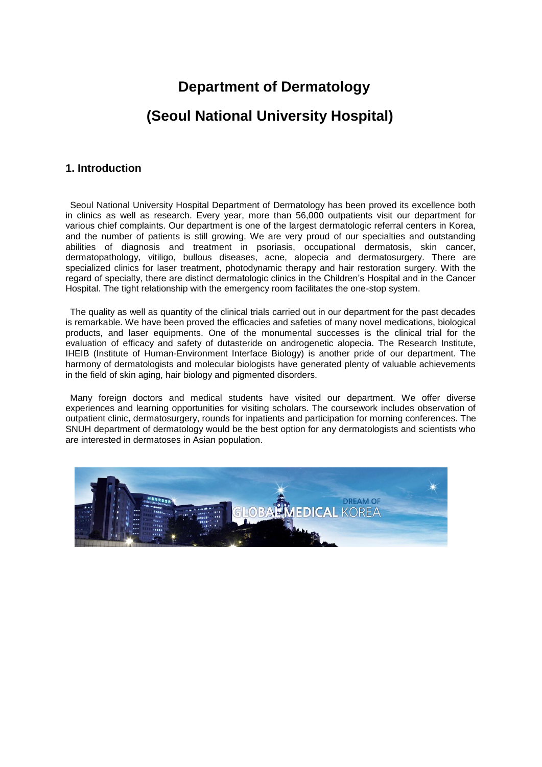# Department of Dermatology

# (Seoul National University Hospital)

## 1. Introduction

Seoul National University Hospital Department of Dermatology has been proved its excellence both in clinics as well as research. Every year, more than 56,000 outpatients visit our department for various chief complaints. Our department is one of the largest dermatologic referral centers in Korea, and the number of patients is still growing. We are very proud of our specialties and outstanding abilities of diagnosis and treatment in psoriasis, occupational dermatosis, skin cancer, dermatopathology, vitiligo, bullous diseases, acne, alopecia and dermatosurgery. There are specialized clinics for laser treatment, photodynamic therapy and hair restoration surgery. With the regard of specialty, there are distinct dermatologic clinics in the Children's Hospital and in the Cancer Hospital. The tight relationship with the emergency room facilitates the one-stop system.

The quality as well as quantity of the clinical trials carried out in our department for the past decades is remarkable. We have been proved the efficacies and safeties of many novel medications, biological products, and laser equipments. One of the monumental successes is the clinical trial for the evaluation of efficacy and safety of dutasteride on androgenetic alopecia. The Research Institute, IHEIB (Institute of Human-Environment Interface Biology) is another pride of our department. The harmony of dermatologists and molecular biologists have generated plenty of valuable achievements in the field of skin aging, hair biology and pigmented disorders.

Many foreign doctors and medical students have visited our department. We offer diverse experiences and learning opportunities for visiting scholars. The coursework includes observation of outpatient clinic, dermatosurgery, rounds for inpatients and participation for morning conferences. The SNUH department of dermatology would be the best option for any dermatologists and scientists who are interested in dermatoses in Asian population.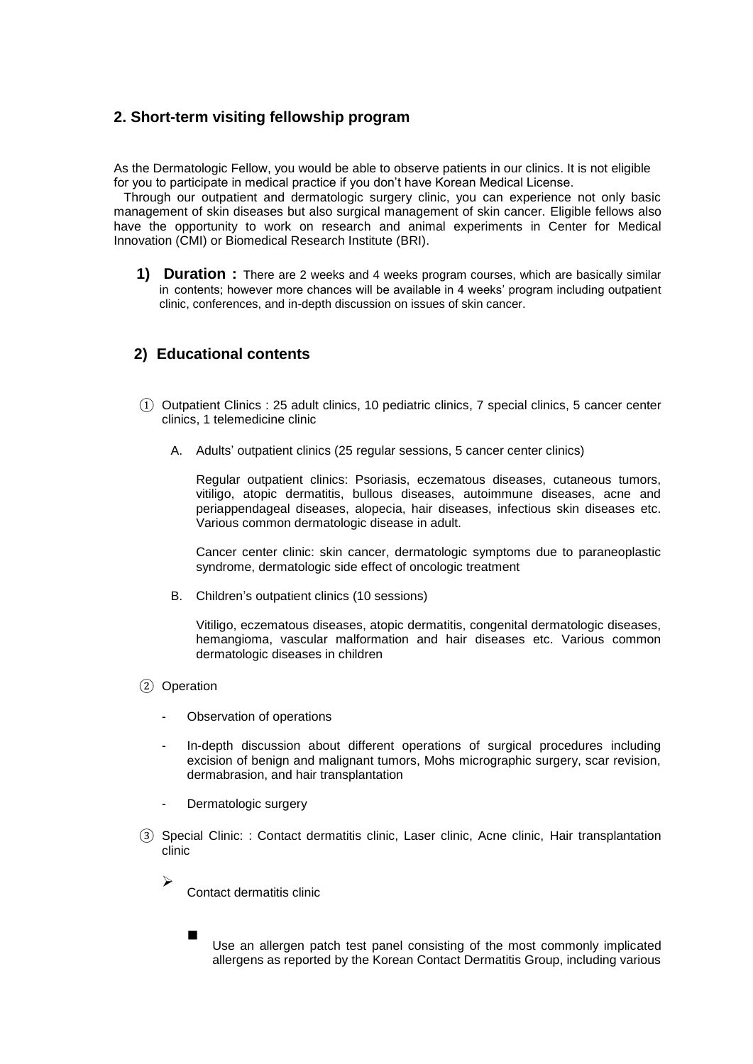## 2. Short-term visiting fellowship program

As the Dermatologic Fellow, you would be able to observe patients in our clinics. It is not eligible for you to participate in medical practice if you don't have Korean Medical License.

Through our outpatient and dermatologic surgery clinic, you can experience not only basic management of skin diseases but also surgical management of skin cancer. Eligible fellows also have the opportunity to work on research and animal experiments in Center for Medical Innovation (CMI) or Biomedical Research Institute (BRI).

**1) Duration :** There are 2 weeks and 4 weeks program courses, which are basically similar in contents; however more chances will be available in 4 weeks' program including outpatient clinic, conferences, and in-depth discussion on issues of skin cancer.

### 2) Educational contents

① Outpatient Clinics : 25 adult clinics, 10 pediatric clinics, 7 special clinics, 5 cancer center clinics, 1 telemedicine clinic

A. Adults' outpatient clinics (25 regular sessions, 5 cancer center clinics)

Regular outpatient clinics: Psoriasis, eczematous diseases, cutaneous tumors, vitiligo, atopic dermatitis, bullous diseases, autoimmune diseases, acne and periappendageal diseases, alopecia, hair diseases, infectious skin diseases etc. Various common dermatologic disease in adult.

Cancer center clinic: skin cancer, dermatologic symptoms due to paraneoplastic syndrome, dermatologic side effect of oncologic treatment

B. Children's outpatient clinics (10 sessions)

Vitiligo, eczematous diseases, atopic dermatitis, congenital dermatologic diseases, hemangioma, vascular malformation and hair diseases etc. Various common dermatologic diseases in children

② Operation

- Observation of operations
- In-depth discussion about different operations of surgical procedures including excision of benign and malignant tumors, Mohs micrographic surgery, scar revision, dermabrasion, and hair transplantation
- Dermatologic surgery

③ Special Clinic: : Contact dermatitis clinic, Laser clinic, Acne clinic, Hair transplantation clinic

➢ Contact dermatitis clinic

■ Use an allergen patch test panel consisting of the most commonly implicated allergens as reported by the Korean Contact Dermatitis Group, including various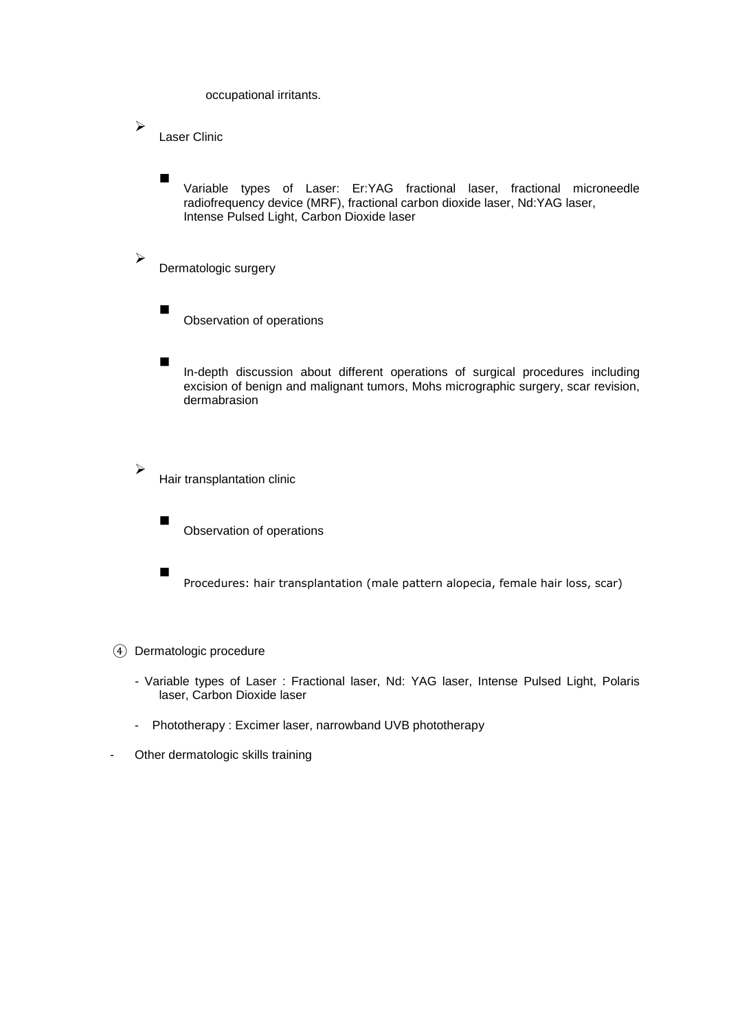occupational irritants.

- Laser Clinic
  - Variable types of Laser: Er:YAG fractional laser, fractional microneedle radiofrequency device (MRF), fractional carbon dioxide laser, Nd:YAG laser, Intense Pulsed Light, Carbon Dioxide laser
- Dermatologic surgery
  - Observation of operations
  - In-depth discussion about different operations of surgical procedures including excision of benign and malignant tumors, Mohs micrographic surgery, scar revision, dermabrasion
- Hair transplantation clinic
  - Observation of operations
  - Procedures: hair transplantation (male pattern alopecia, female hair loss, scar)

④ Dermatologic procedure

- Variable types of Laser : Fractional laser, Nd: YAG laser, Intense Pulsed Light, Polaris laser, Carbon Dioxide laser
- Phototherapy : Excimer laser, narrowband UVB phototherapy

- Other dermatologic skills training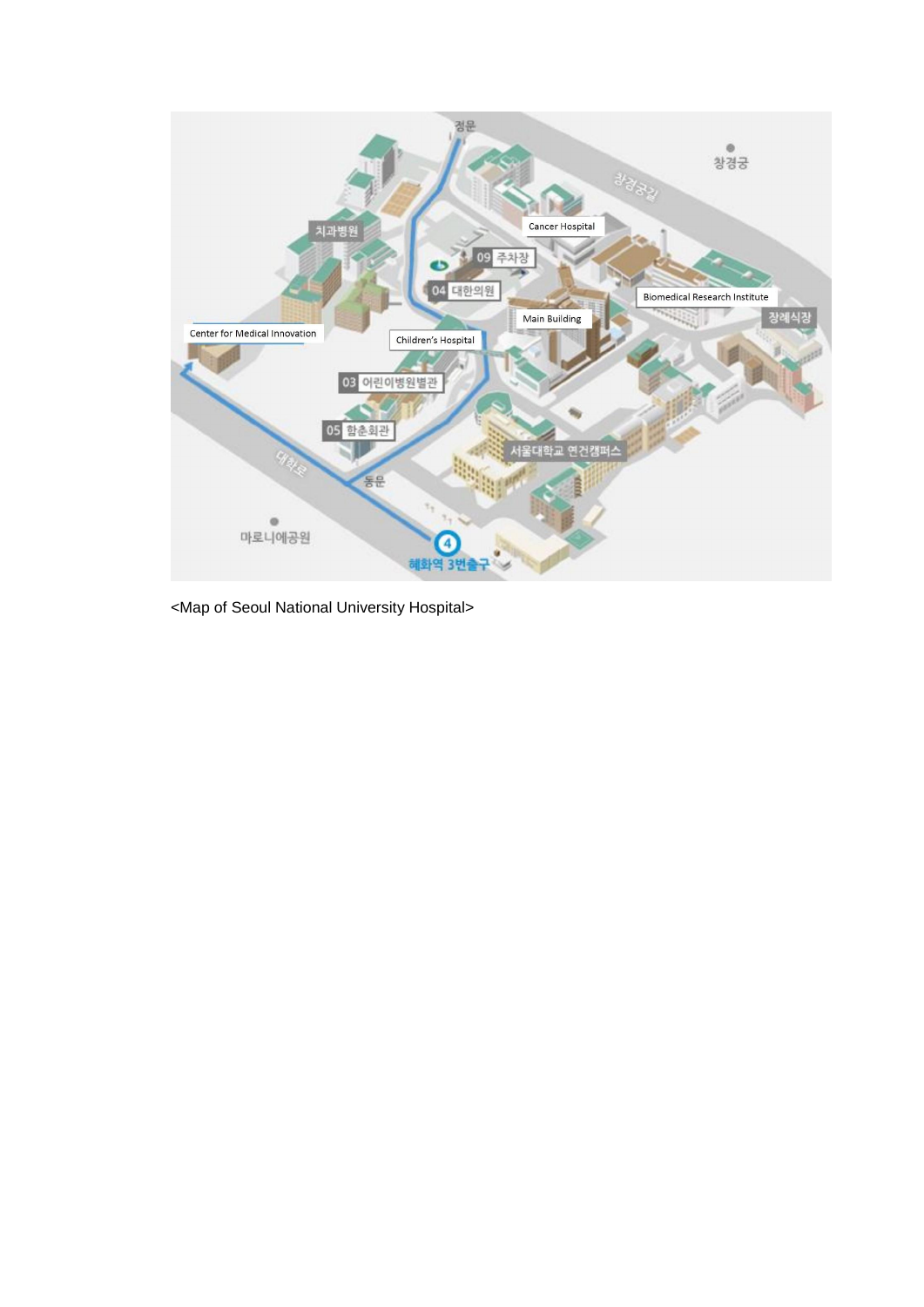<Map of Seoul National University Hospital>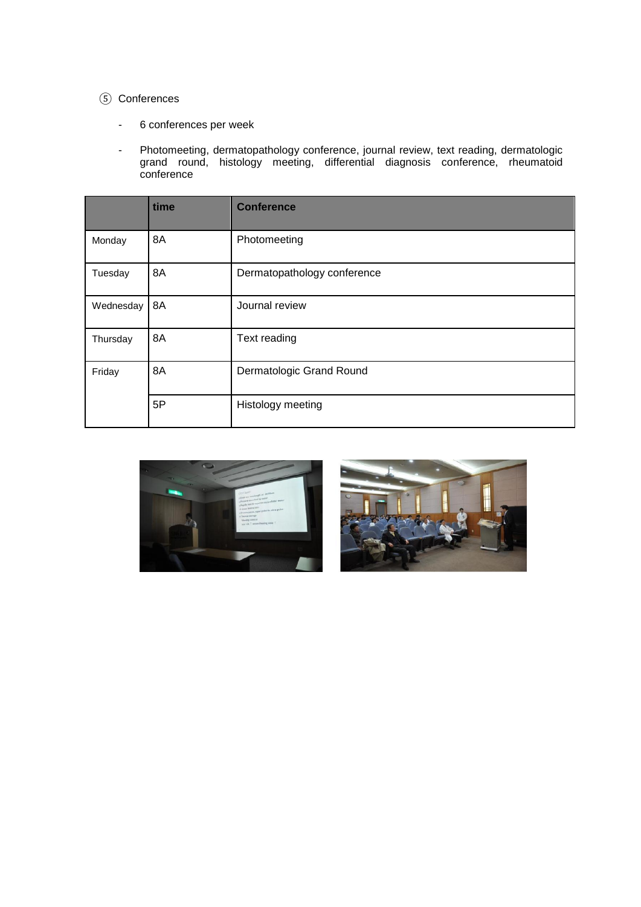⑤ Conferences

- 6 conferences per week
- Photomeeting, dermatopathology conference, journal review, text reading, dermatologic grand round, histology meeting, differential diagnosis conference, rheumatoid conference

| | time | Conference |
|---|---|---|
| Monday | 8A | Photomeeting |
| Tuesday | 8A | Dermatopathology conference |
| Wednesday | 8A | Journal review |
| Thursday | 8A | Text reading |
| Friday | 8A | Dermatologic Grand Round |
| | 5P | Histology meeting |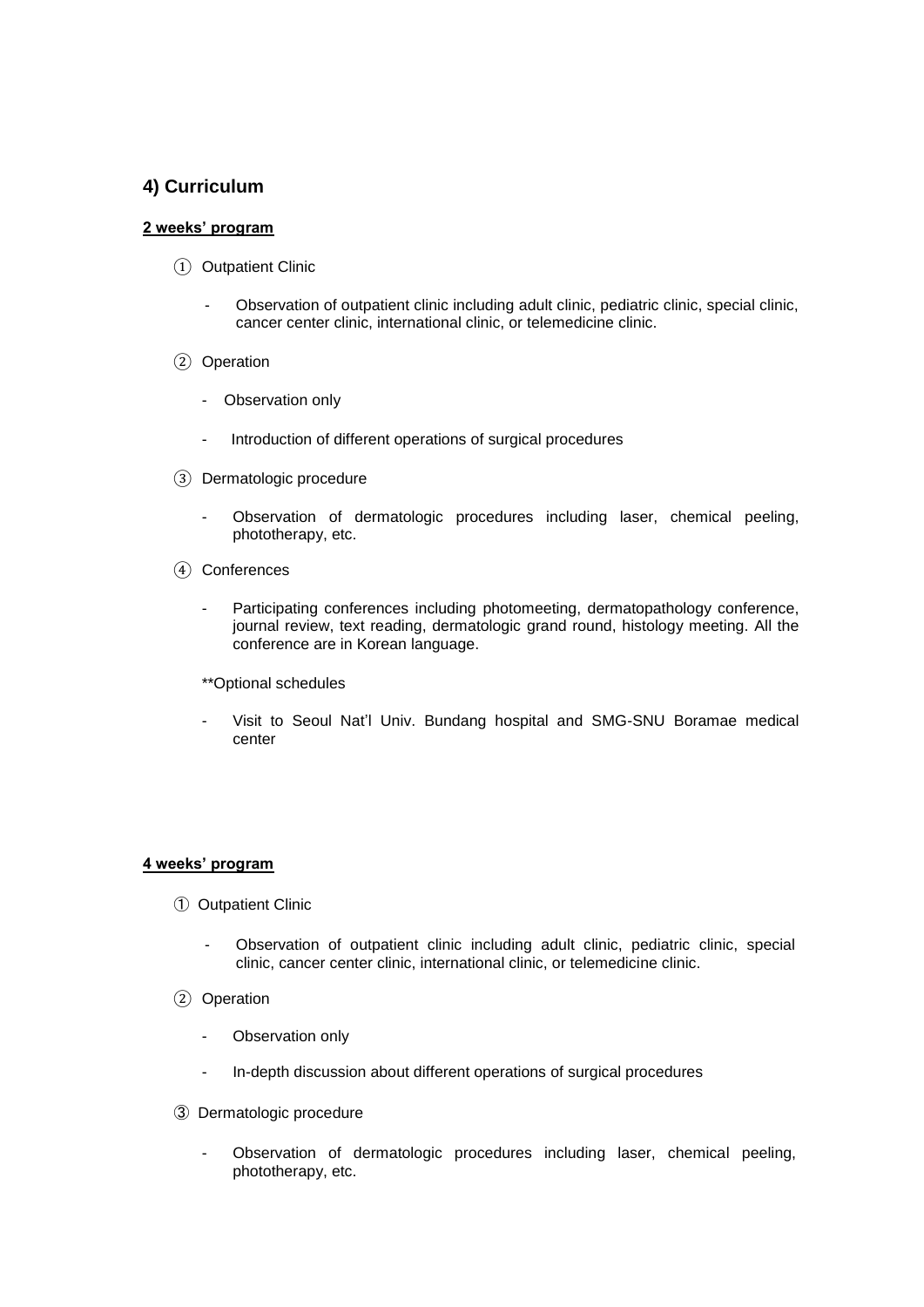## 4) Curriculum

**2 weeks' program**

① Outpatient Clinic

- Observation of outpatient clinic including adult clinic, pediatric clinic, special clinic, cancer center clinic, international clinic, or telemedicine clinic.

② Operation

- Observation only
- Introduction of different operations of surgical procedures

③ Dermatologic procedure

- Observation of dermatologic procedures including laser, chemical peeling, phototherapy, etc.

④ Conferences

- Participating conferences including photomeeting, dermatopathology conference, journal review, text reading, dermatologic grand round, histology meeting. All the conference are in Korean language.

**Optional schedules

- Visit to Seoul Nat'l Univ. Bundang hospital and SMG-SNU Boramae medical center

**4 weeks' program**

① Outpatient Clinic

- Observation of outpatient clinic including adult clinic, pediatric clinic, special clinic, cancer center clinic, international clinic, or telemedicine clinic.

② Operation

- Observation only
- In-depth discussion about different operations of surgical procedures

③ Dermatologic procedure

- Observation of dermatologic procedures including laser, chemical peeling, phototherapy, etc.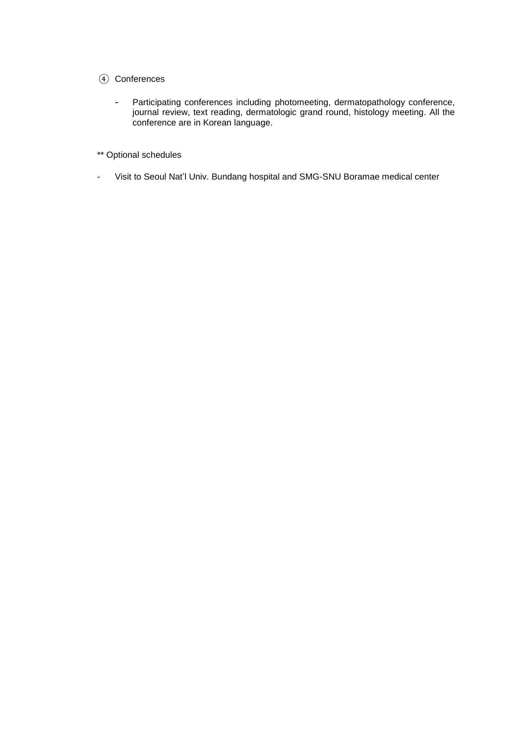④ Conferences

- Participating conferences including photomeeting, dermatopathology conference, journal review, text reading, dermatologic grand round, histology meeting. All the conference are in Korean language.

** Optional schedules

- Visit to Seoul Nat'l Univ. Bundang hospital and SMG-SNU Boramae medical center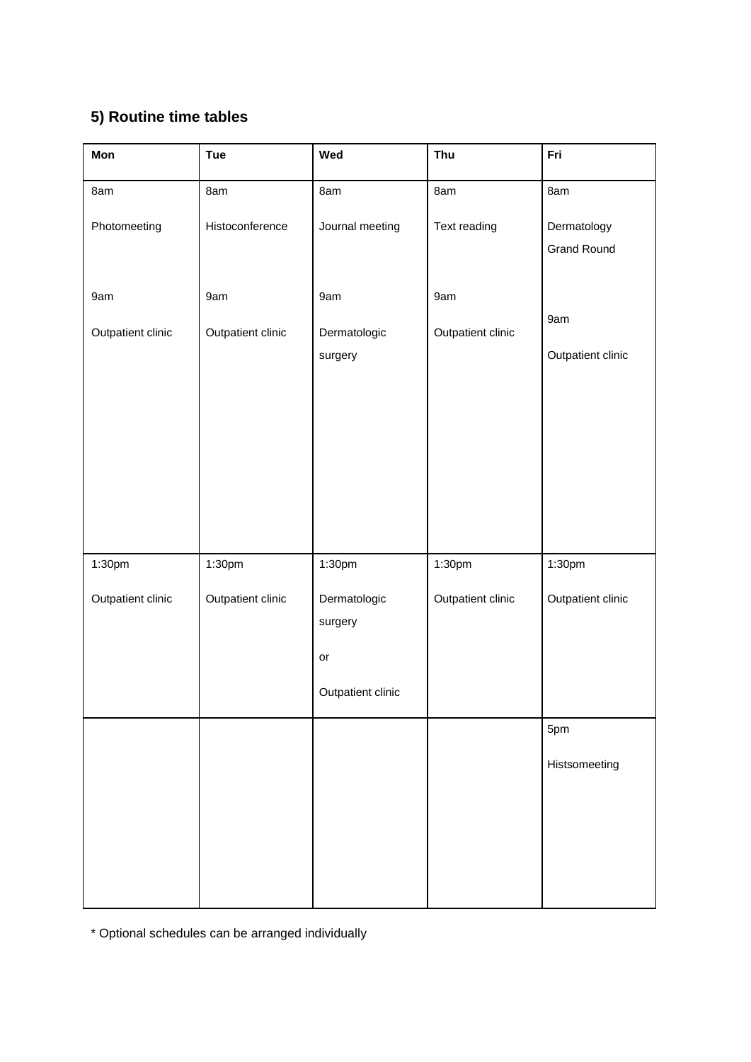## 5) Routine time tables

| Mon | Tue | Wed | Thu | Fri |
| --- | --- | --- | --- | --- |
| 8am<br>Photomeeting<br><br>9am<br>Outpatient clinic | 8am<br>Histoconference<br><br>9am<br>Outpatient clinic | 8am<br>Journal meeting<br><br>9am<br>Dermatologic surgery | 8am<br>Text reading<br><br>9am<br>Outpatient clinic | 8am<br>Dermatology Grand Round<br><br>9am<br>Outpatient clinic |
| 1:30pm<br>Outpatient clinic | 1:30pm<br>Outpatient clinic | 1:30pm<br>Dermatologic surgery<br>or<br>Outpatient clinic | 1:30pm<br>Outpatient clinic | 1:30pm<br>Outpatient clinic |
| | | | | 5pm<br>Histsomeeting |

* Optional schedules can be arranged individually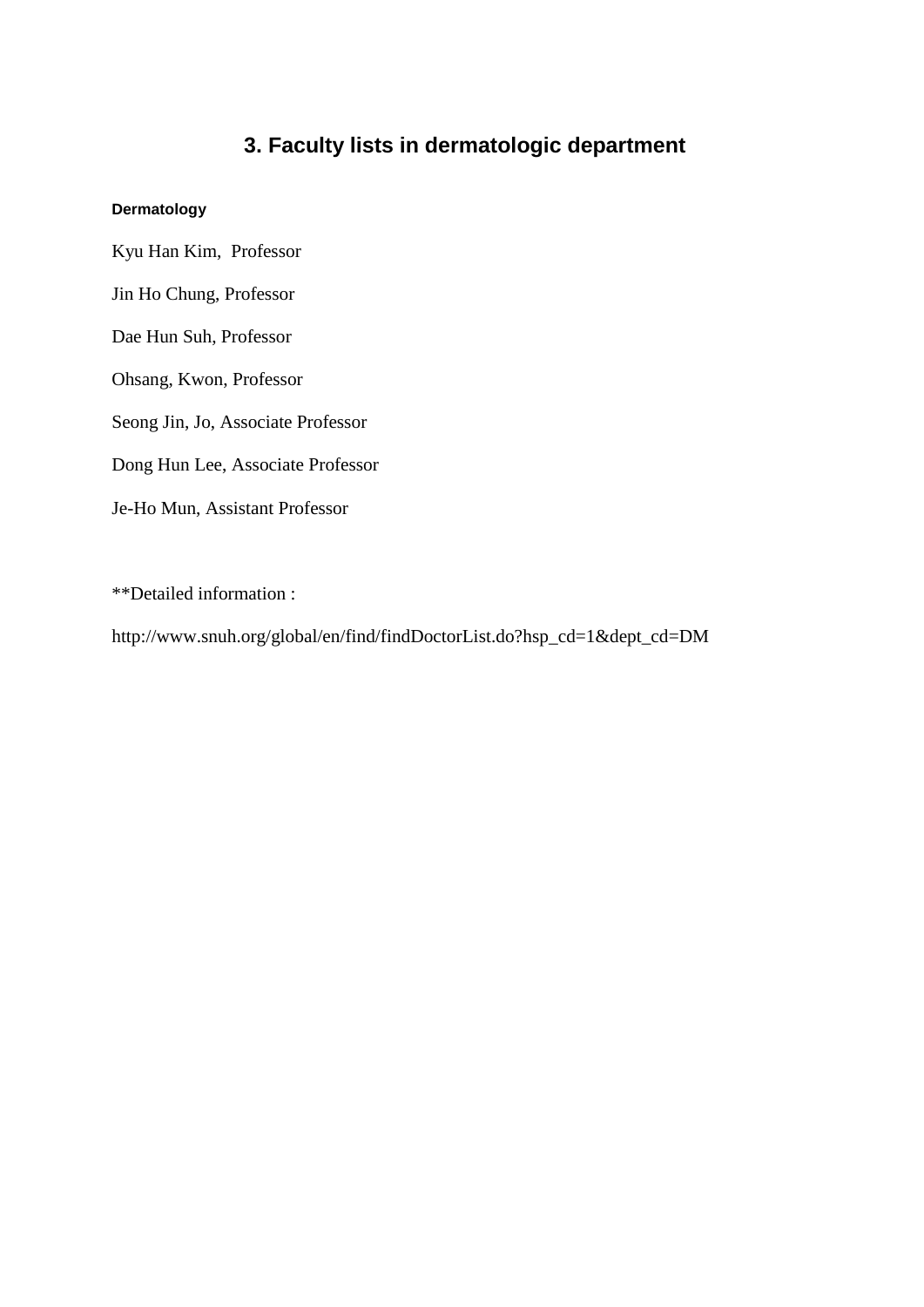# 3. Faculty lists in dermatologic department

#### Dermatology

Kyu Han Kim, Professor

Jin Ho Chung, Professor

Dae Hun Suh, Professor

Ohsang, Kwon, Professor

Seong Jin, Jo, Associate Professor

Dong Hun Lee, Associate Professor

Je-Ho Mun, Assistant Professor

**Detailed information :

http://www.snuh.org/global/en/find/findDoctorList.do?hsp_cd=1&dept_cd=DM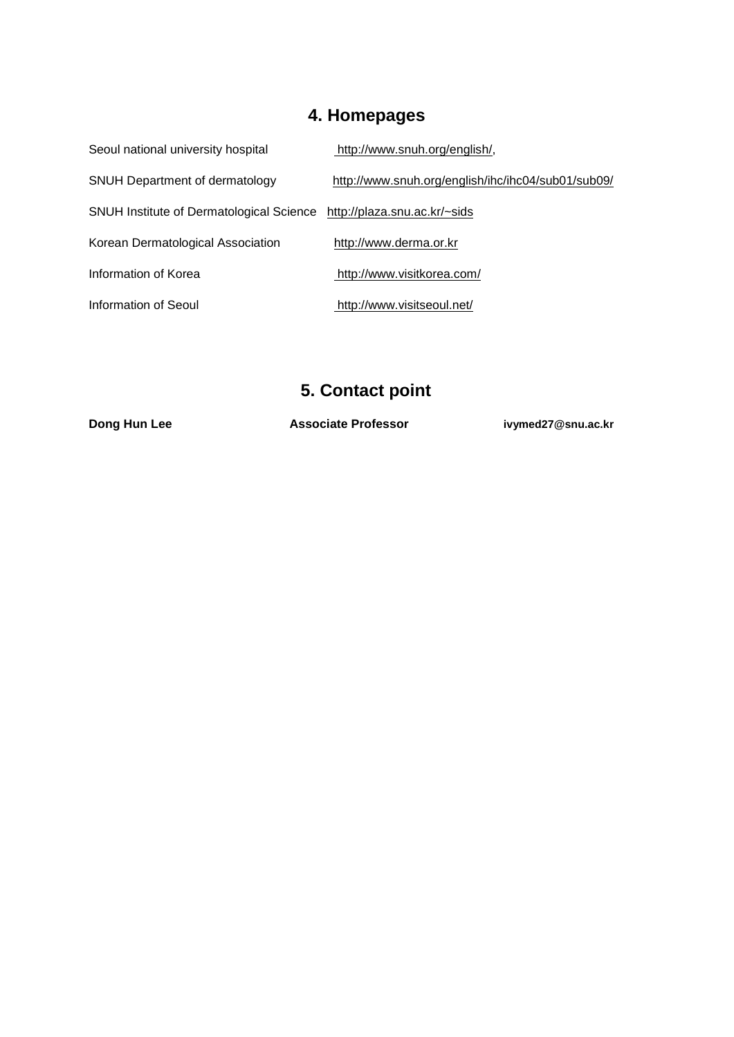## 4. Homepages

| | |
|---|---|
| Seoul national university hospital | http://www.snuh.org/english/, |
| SNUH Department of dermatology | http://www.snuh.org/english/ihc/ihc04/sub01/sub09/ |
| SNUH Institute of Dermatological Science | http://plaza.snu.ac.kr/~sids |
| Korean Dermatological Association | http://www.derma.or.kr |
| Information of Korea | http://www.visitkorea.com/ |
| Information of Seoul | http://www.visitseoul.net/ |

## 5. Contact point

| | | |
|---|---|---|
| **Dong Hun Lee** | **Associate Professor** | **ivymed27@snu.ac.kr** |